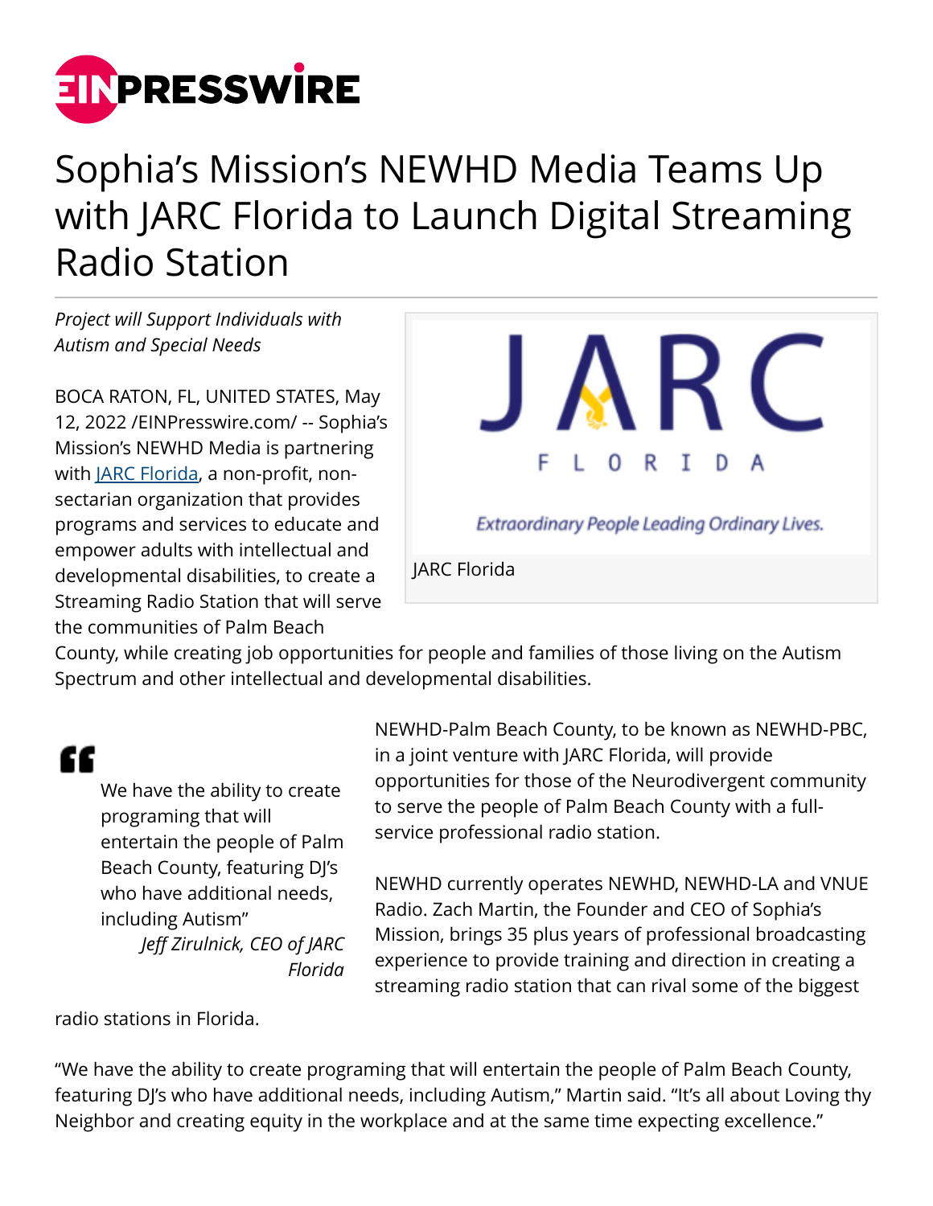# Sophia's Mission's NEWHD Media Teams Up with JARC Florida to Launch Digital Streaming Radio Station

*Project will Support Individuals with Autism and Special Needs*

BOCA RATON, FL, UNITED STATES, May 12, 2022 /EINPresswire.com/ -- Sophia's Mission's NEWHD Media is partnering with JARC Florida, a non-profit, non-sectarian organization that provides programs and services to educate and empower adults with intellectual and developmental disabilities, to create a Streaming Radio Station that will serve the communities of Palm Beach County, while creating job opportunities for people and families of those living on the Autism Spectrum and other intellectual and developmental disabilities.

JARC Florida

> We have the ability to create programing that will entertain the people of Palm Beach County, featuring DJ's who have additional needs, including Autism"
>
> *Jeff Zirulnick, CEO of JARC Florida*

NEWHD-Palm Beach County, to be known as NEWHD-PBC, in a joint venture with JARC Florida, will provide opportunities for those of the Neurodivergent community to serve the people of Palm Beach County with a full-service professional radio station.

NEWHD currently operates NEWHD, NEWHD-LA and VNUE Radio. Zach Martin, the Founder and CEO of Sophia's Mission, brings 35 plus years of professional broadcasting experience to provide training and direction in creating a streaming radio station that can rival some of the biggest radio stations in Florida.

"We have the ability to create programing that will entertain the people of Palm Beach County, featuring DJ's who have additional needs, including Autism," Martin said. "It's all about Loving thy Neighbor and creating equity in the workplace and at the same time expecting excellence."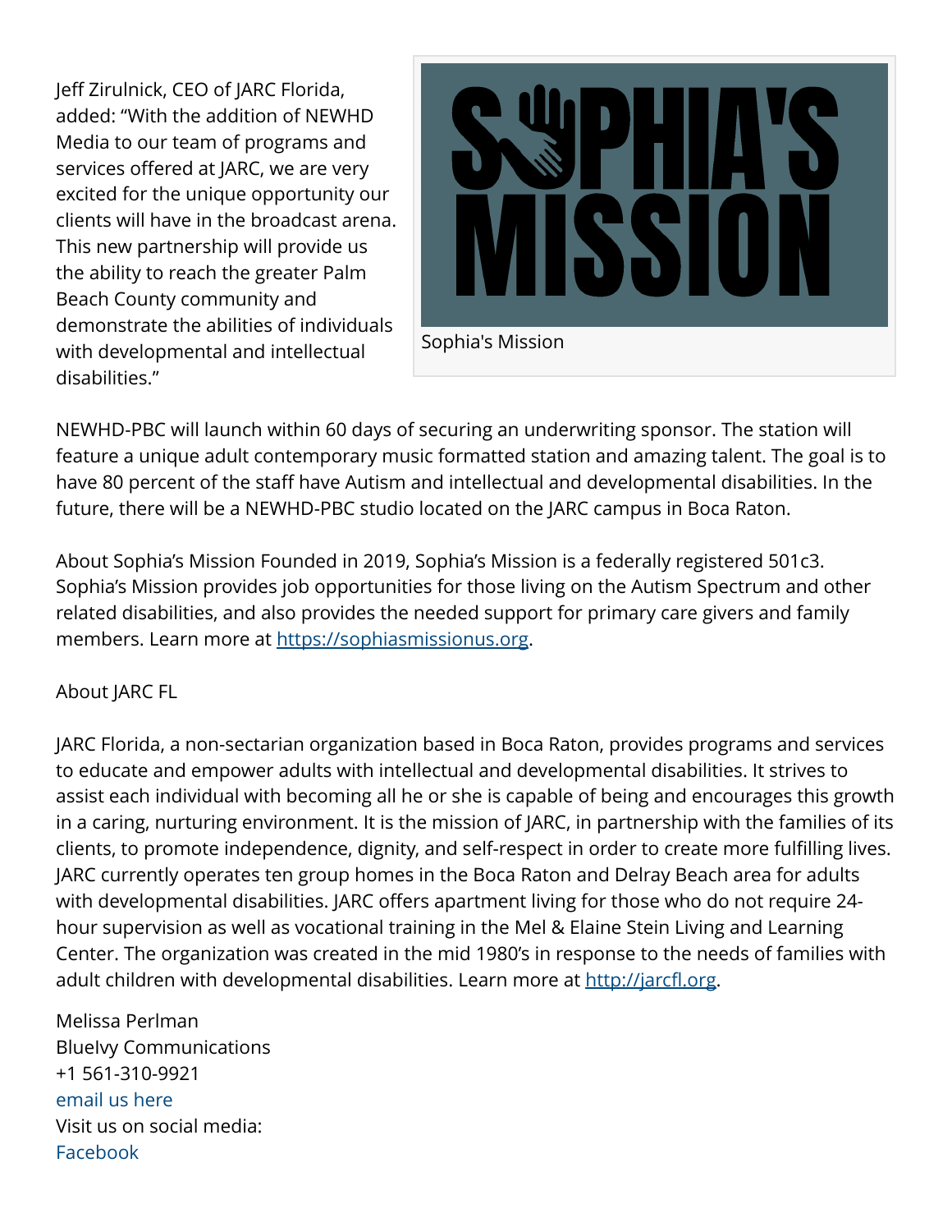Jeff Zirulnick, CEO of JARC Florida, added: "With the addition of NEWHD Media to our team of programs and services offered at JARC, we are very excited for the unique opportunity our clients will have in the broadcast arena. This new partnership will provide us the ability to reach the greater Palm Beach County community and demonstrate the abilities of individuals with developmental and intellectual disabilities."

Sophia's Mission

NEWHD-PBC will launch within 60 days of securing an underwriting sponsor. The station will feature a unique adult contemporary music formatted station and amazing talent. The goal is to have 80 percent of the staff have Autism and intellectual and developmental disabilities. In the future, there will be a NEWHD-PBC studio located on the JARC campus in Boca Raton.

About Sophia's Mission Founded in 2019, Sophia's Mission is a federally registered 501c3. Sophia's Mission provides job opportunities for those living on the Autism Spectrum and other related disabilities, and also provides the needed support for primary care givers and family members. Learn more at https://sophiasmissionus.org.

About JARC FL

JARC Florida, a non-sectarian organization based in Boca Raton, provides programs and services to educate and empower adults with intellectual and developmental disabilities. It strives to assist each individual with becoming all he or she is capable of being and encourages this growth in a caring, nurturing environment. It is the mission of JARC, in partnership with the families of its clients, to promote independence, dignity, and self-respect in order to create more fulfilling lives. JARC currently operates ten group homes in the Boca Raton and Delray Beach area for adults with developmental disabilities. JARC offers apartment living for those who do not require 24-hour supervision as well as vocational training in the Mel & Elaine Stein Living and Learning Center. The organization was created in the mid 1980's in response to the needs of families with adult children with developmental disabilities. Learn more at http://jarcfl.org.

Melissa Perlman
BlueIvy Communications
+1 561-310-9921
email us here
Visit us on social media:
Facebook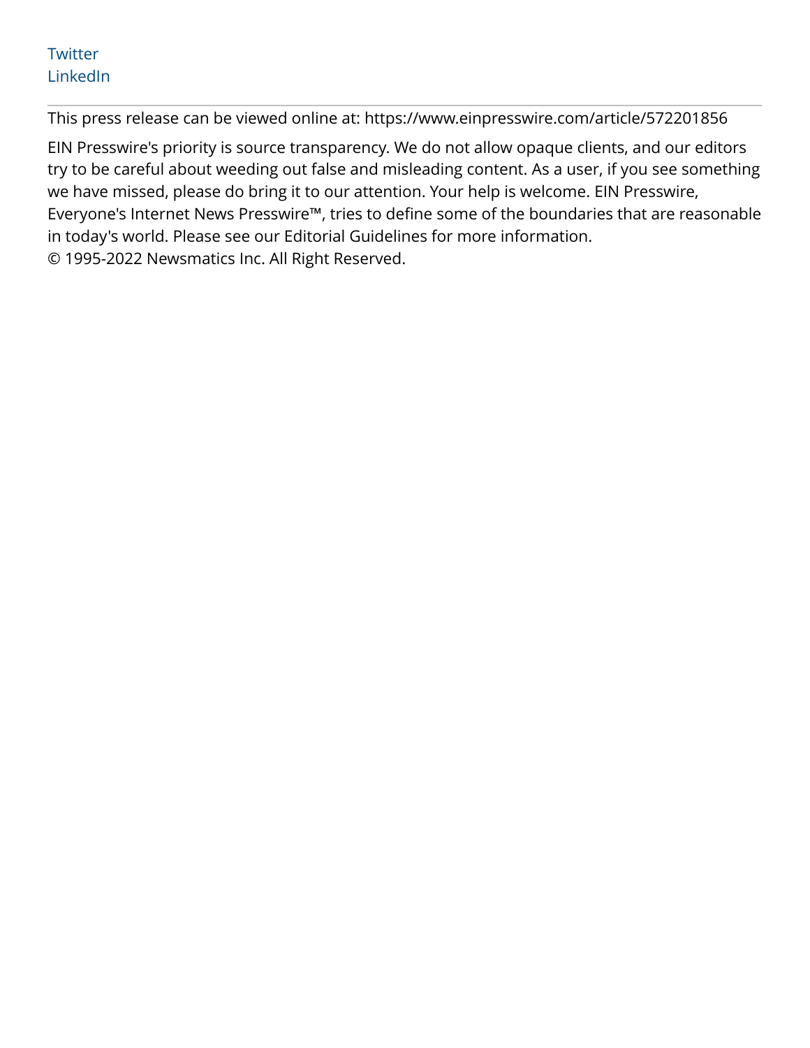Twitter
LinkedIn

---

This press release can be viewed online at: https://www.einpresswire.com/article/572201856

EIN Presswire's priority is source transparency. We do not allow opaque clients, and our editors try to be careful about weeding out false and misleading content. As a user, if you see something we have missed, please do bring it to our attention. Your help is welcome. EIN Presswire, Everyone's Internet News Presswire™, tries to define some of the boundaries that are reasonable in today's world. Please see our Editorial Guidelines for more information.
© 1995-2022 Newsmatics Inc. All Right Reserved.